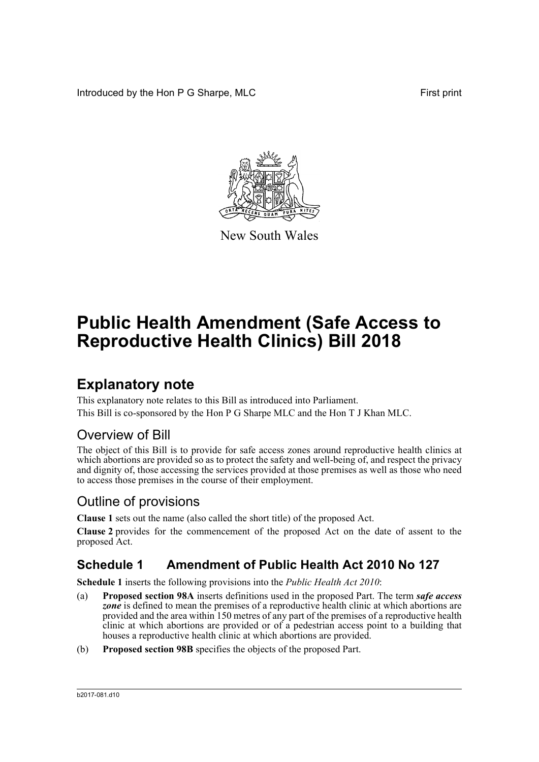Introduced by the Hon P G Sharpe, MLC First print

New South Wales

# Public Health Amendment (Safe Access to Reproductive Health Clinics) Bill 2018

## Explanatory note

This explanatory note relates to this Bill as introduced into Parliament.

This Bill is co-sponsored by the Hon P G Sharpe MLC and the Hon T J Khan MLC.

## Overview of Bill

The object of this Bill is to provide for safe access zones around reproductive health clinics at which abortions are provided so as to protect the safety and well-being of, and respect the privacy and dignity of, those accessing the services provided at those premises as well as those who need to access those premises in the course of their employment.

## Outline of provisions

**Clause 1** sets out the name (also called the short title) of the proposed Act.

**Clause 2** provides for the commencement of the proposed Act on the date of assent to the proposed Act.

### Schedule 1 Amendment of Public Health Act 2010 No 127

**Schedule 1** inserts the following provisions into the *Public Health Act 2010*:

(a) **Proposed section 98A** inserts definitions used in the proposed Part. The term ***safe access zone*** is defined to mean the premises of a reproductive health clinic at which abortions are provided and the area within 150 metres of any part of the premises of a reproductive health clinic at which abortions are provided or of a pedestrian access point to a building that houses a reproductive health clinic at which abortions are provided.

(b) **Proposed section 98B** specifies the objects of the proposed Part.

b2017-081.d10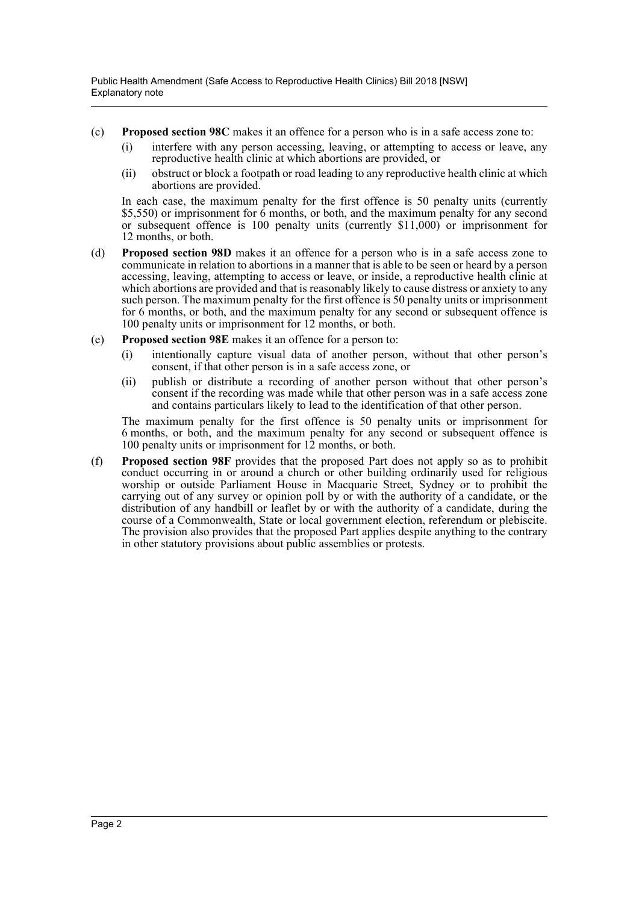(c) **Proposed section 98C** makes it an offence for a person who is in a safe access zone to:

   (i) interfere with any person accessing, leaving, or attempting to access or leave, any reproductive health clinic at which abortions are provided, or

   (ii) obstruct or block a footpath or road leading to any reproductive health clinic at which abortions are provided.

   In each case, the maximum penalty for the first offence is 50 penalty units (currently $5,550) or imprisonment for 6 months, or both, and the maximum penalty for any second or subsequent offence is 100 penalty units (currently $11,000) or imprisonment for 12 months, or both.

(d) **Proposed section 98D** makes it an offence for a person who is in a safe access zone to communicate in relation to abortions in a manner that is able to be seen or heard by a person accessing, leaving, attempting to access or leave, or inside, a reproductive health clinic at which abortions are provided and that is reasonably likely to cause distress or anxiety to any such person. The maximum penalty for the first offence is 50 penalty units or imprisonment for 6 months, or both, and the maximum penalty for any second or subsequent offence is 100 penalty units or imprisonment for 12 months, or both.

(e) **Proposed section 98E** makes it an offence for a person to:

   (i) intentionally capture visual data of another person, without that other person's consent, if that other person is in a safe access zone, or

   (ii) publish or distribute a recording of another person without that other person's consent if the recording was made while that other person was in a safe access zone and contains particulars likely to lead to the identification of that other person.

   The maximum penalty for the first offence is 50 penalty units or imprisonment for 6 months, or both, and the maximum penalty for any second or subsequent offence is 100 penalty units or imprisonment for 12 months, or both.

(f) **Proposed section 98F** provides that the proposed Part does not apply so as to prohibit conduct occurring in or around a church or other building ordinarily used for religious worship or outside Parliament House in Macquarie Street, Sydney or to prohibit the carrying out of any survey or opinion poll by or with the authority of a candidate, or the distribution of any handbill or leaflet by or with the authority of a candidate, during the course of a Commonwealth, State or local government election, referendum or plebiscite. The provision also provides that the proposed Part applies despite anything to the contrary in other statutory provisions about public assemblies or protests.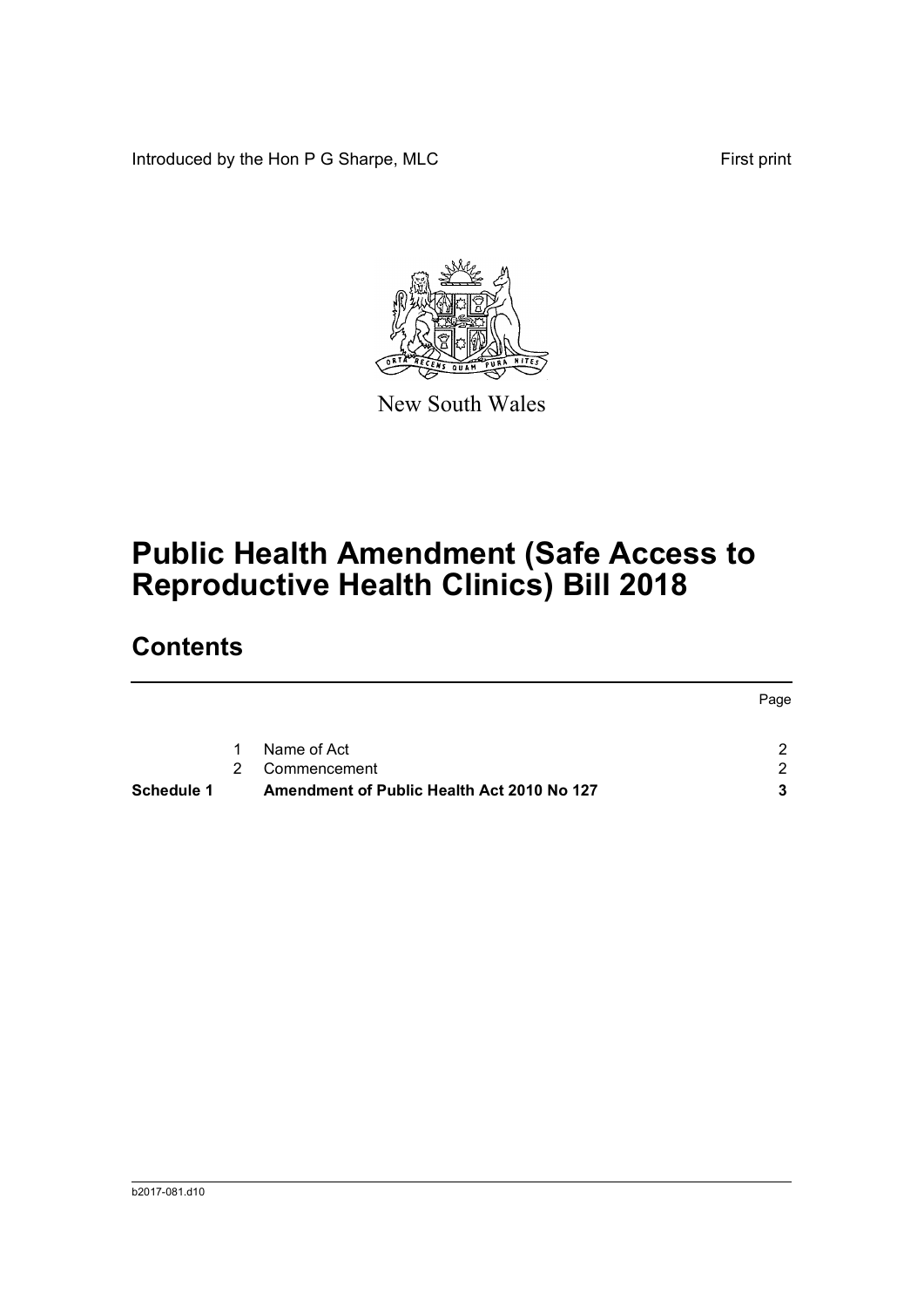Introduced by the Hon P G Sharpe, MLC

First print

New South Wales

# Public Health Amendment (Safe Access to Reproductive Health Clinics) Bill 2018

## Contents

| | | | Page |
|---|---|---|---|
| | 1 | Name of Act | 2 |
| | 2 | Commencement | 2 |
| **Schedule 1** | | **Amendment of Public Health Act 2010 No 127** | **3** |

b2017-081.d10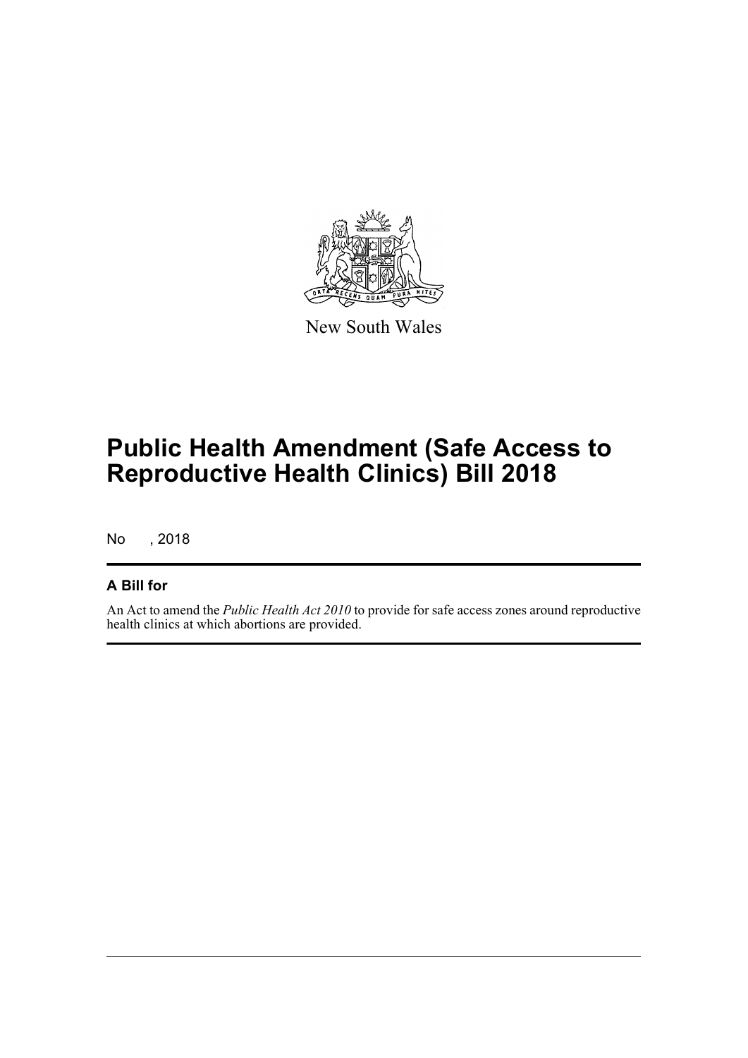New South Wales

# Public Health Amendment (Safe Access to Reproductive Health Clinics) Bill 2018

No , 2018

### A Bill for

An Act to amend the *Public Health Act 2010* to provide for safe access zones around reproductive health clinics at which abortions are provided.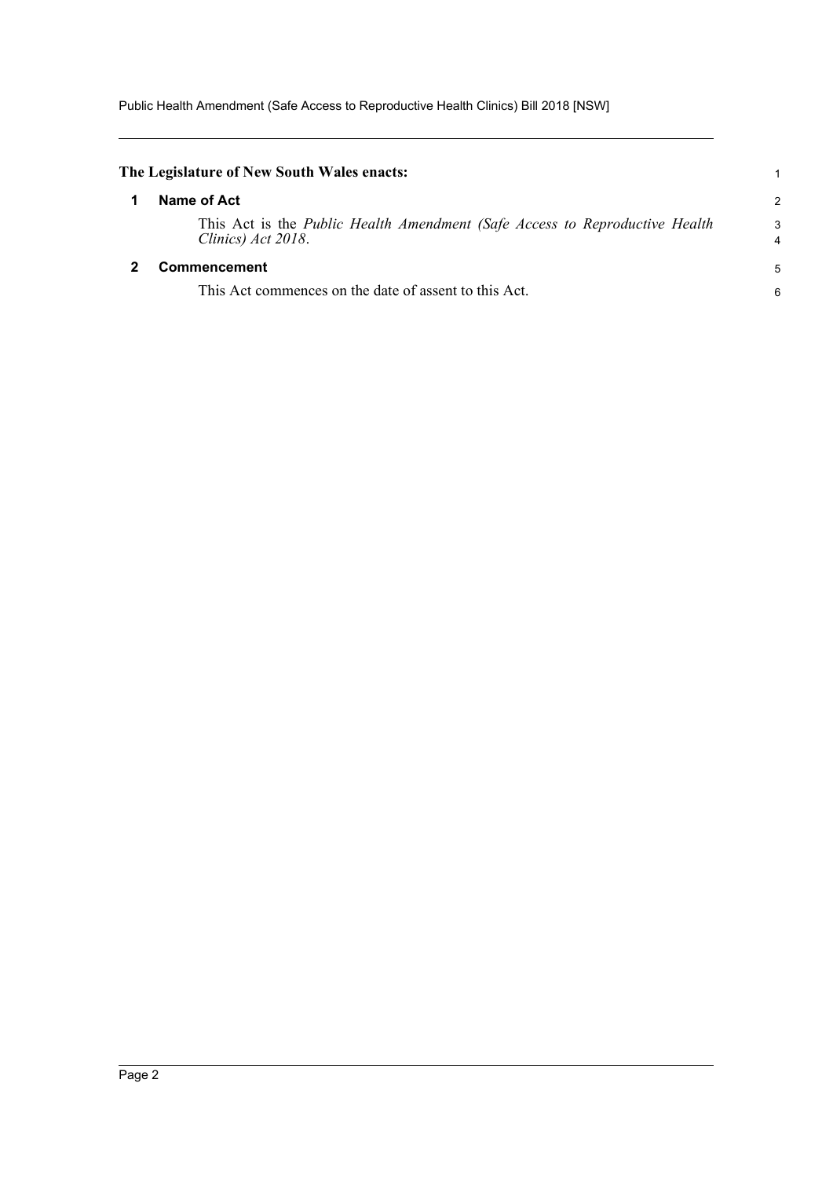**The Legislature of New South Wales enacts:**

## 1 Name of Act

This Act is the *Public Health Amendment (Safe Access to Reproductive Health Clinics) Act 2018*.

## 2 Commencement

This Act commences on the date of assent to this Act.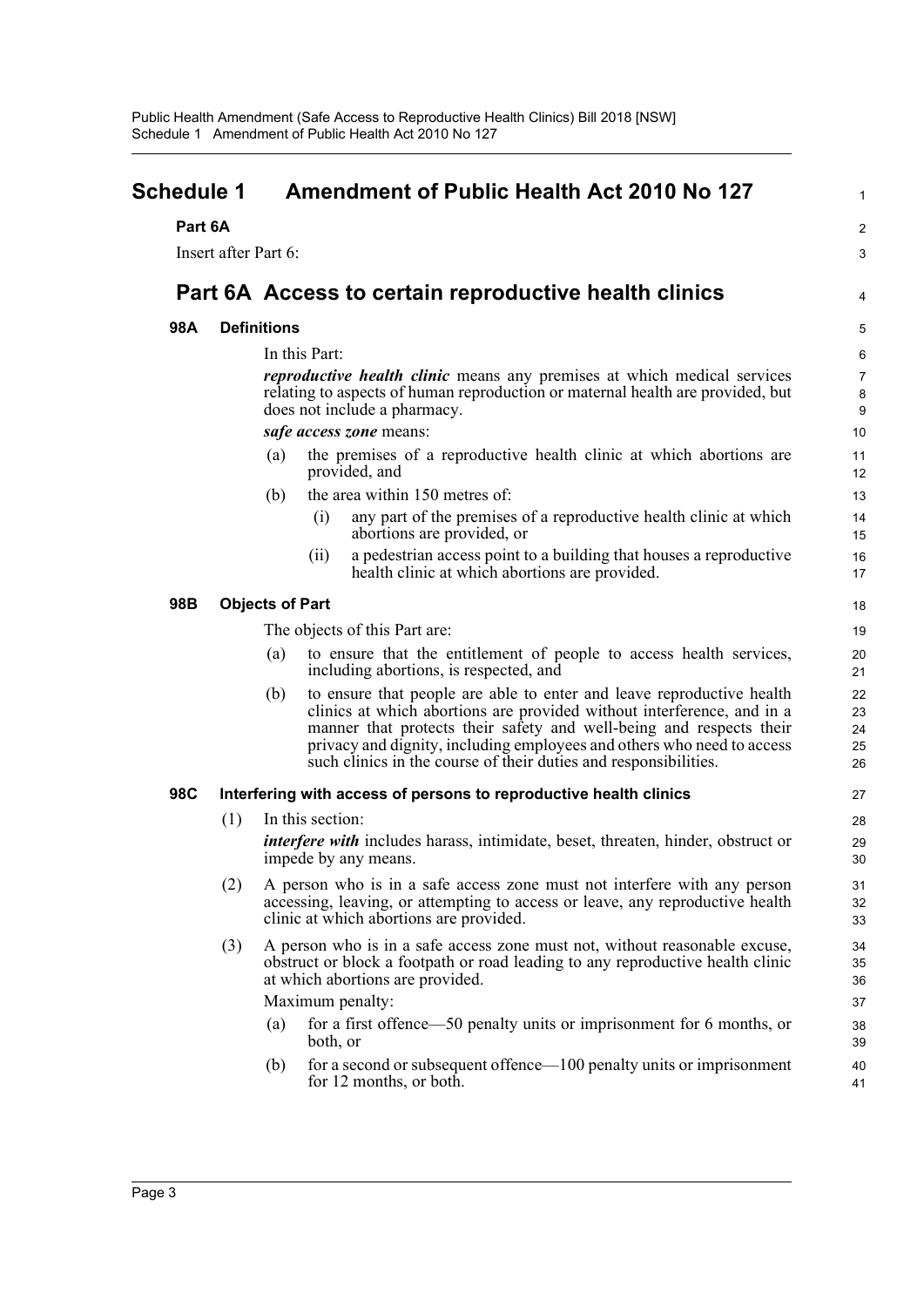# Schedule 1 Amendment of Public Health Act 2010 No 127

## Part 6A

Insert after Part 6:

## Part 6A Access to certain reproductive health clinics

### 98A Definitions

In this Part:

***reproductive health clinic*** means any premises at which medical services relating to aspects of human reproduction or maternal health are provided, but does not include a pharmacy.

***safe access zone*** means:

(a) the premises of a reproductive health clinic at which abortions are provided, and

(b) the area within 150 metres of:

(i) any part of the premises of a reproductive health clinic at which abortions are provided, or

(ii) a pedestrian access point to a building that houses a reproductive health clinic at which abortions are provided.

### 98B Objects of Part

The objects of this Part are:

(a) to ensure that the entitlement of people to access health services, including abortions, is respected, and

(b) to ensure that people are able to enter and leave reproductive health clinics at which abortions are provided without interference, and in a manner that protects their safety and well-being and respects their privacy and dignity, including employees and others who need to access such clinics in the course of their duties and responsibilities.

### 98C Interfering with access of persons to reproductive health clinics

(1) In this section:

***interfere with*** includes harass, intimidate, beset, threaten, hinder, obstruct or impede by any means.

(2) A person who is in a safe access zone must not interfere with any person accessing, leaving, or attempting to access or leave, any reproductive health clinic at which abortions are provided.

(3) A person who is in a safe access zone must not, without reasonable excuse, obstruct or block a footpath or road leading to any reproductive health clinic at which abortions are provided.

Maximum penalty:

(a) for a first offence—50 penalty units or imprisonment for 6 months, or both, or

(b) for a second or subsequent offence—100 penalty units or imprisonment for 12 months, or both.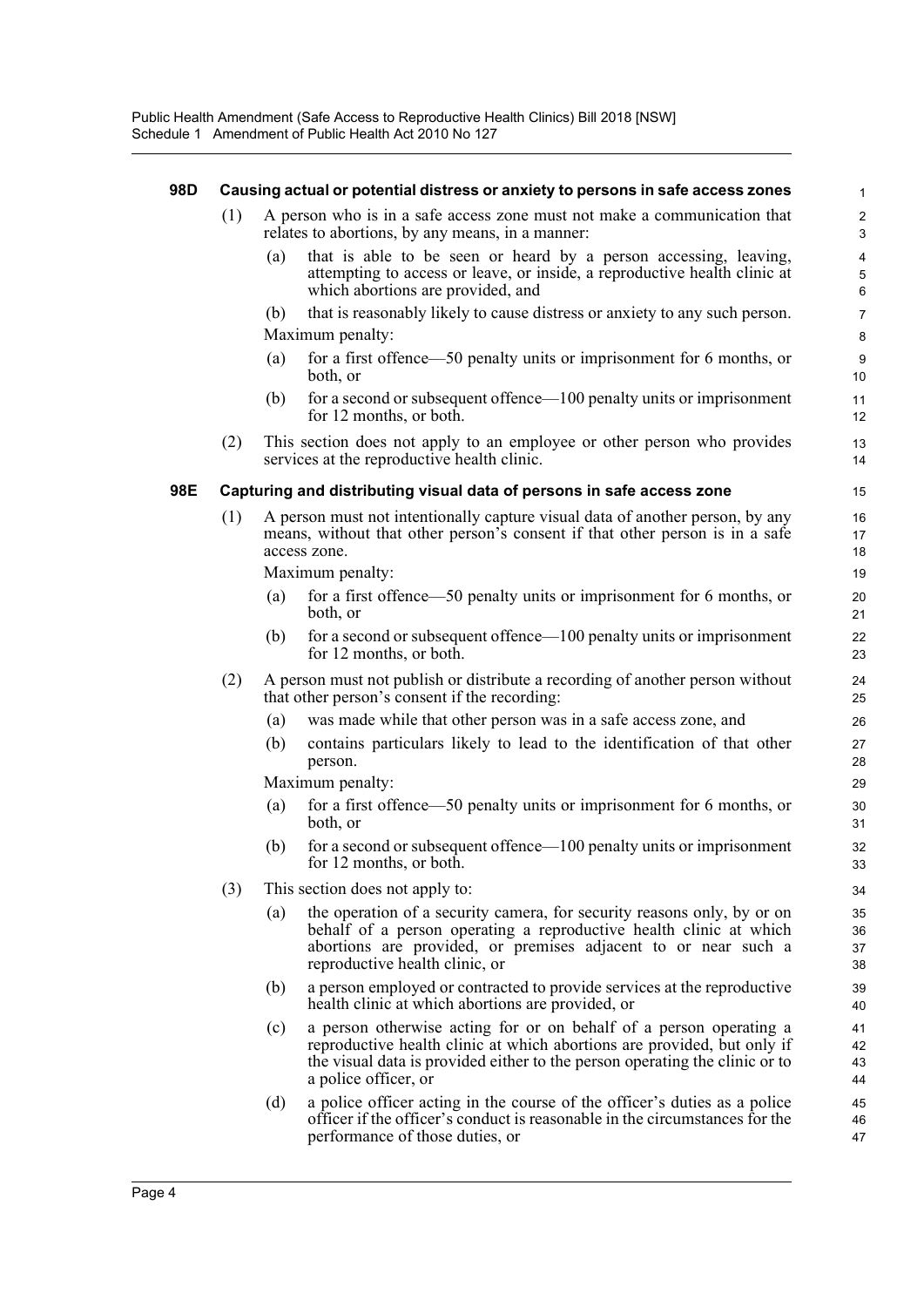### 98D Causing actual or potential distress or anxiety to persons in safe access zones

(1) A person who is in a safe access zone must not make a communication that relates to abortions, by any means, in a manner:

(a) that is able to be seen or heard by a person accessing, leaving, attempting to access or leave, or inside, a reproductive health clinic at which abortions are provided, and

(b) that is reasonably likely to cause distress or anxiety to any such person.

Maximum penalty:

(a) for a first offence—50 penalty units or imprisonment for 6 months, or both, or

(b) for a second or subsequent offence—100 penalty units or imprisonment for 12 months, or both.

(2) This section does not apply to an employee or other person who provides services at the reproductive health clinic.

### 98E Capturing and distributing visual data of persons in safe access zone

(1) A person must not intentionally capture visual data of another person, by any means, without that other person's consent if that other person is in a safe access zone.

Maximum penalty:

(a) for a first offence—50 penalty units or imprisonment for 6 months, or both, or

(b) for a second or subsequent offence—100 penalty units or imprisonment for 12 months, or both.

(2) A person must not publish or distribute a recording of another person without that other person's consent if the recording:

(a) was made while that other person was in a safe access zone, and

(b) contains particulars likely to lead to the identification of that other person.

Maximum penalty:

(a) for a first offence—50 penalty units or imprisonment for 6 months, or both, or

(b) for a second or subsequent offence—100 penalty units or imprisonment for 12 months, or both.

(3) This section does not apply to:

(a) the operation of a security camera, for security reasons only, by or on behalf of a person operating a reproductive health clinic at which abortions are provided, or premises adjacent to or near such a reproductive health clinic, or

(b) a person employed or contracted to provide services at the reproductive health clinic at which abortions are provided, or

(c) a person otherwise acting for or on behalf of a person operating a reproductive health clinic at which abortions are provided, but only if the visual data is provided either to the person operating the clinic or to a police officer, or

(d) a police officer acting in the course of the officer's duties as a police officer if the officer's conduct is reasonable in the circumstances for the performance of those duties, or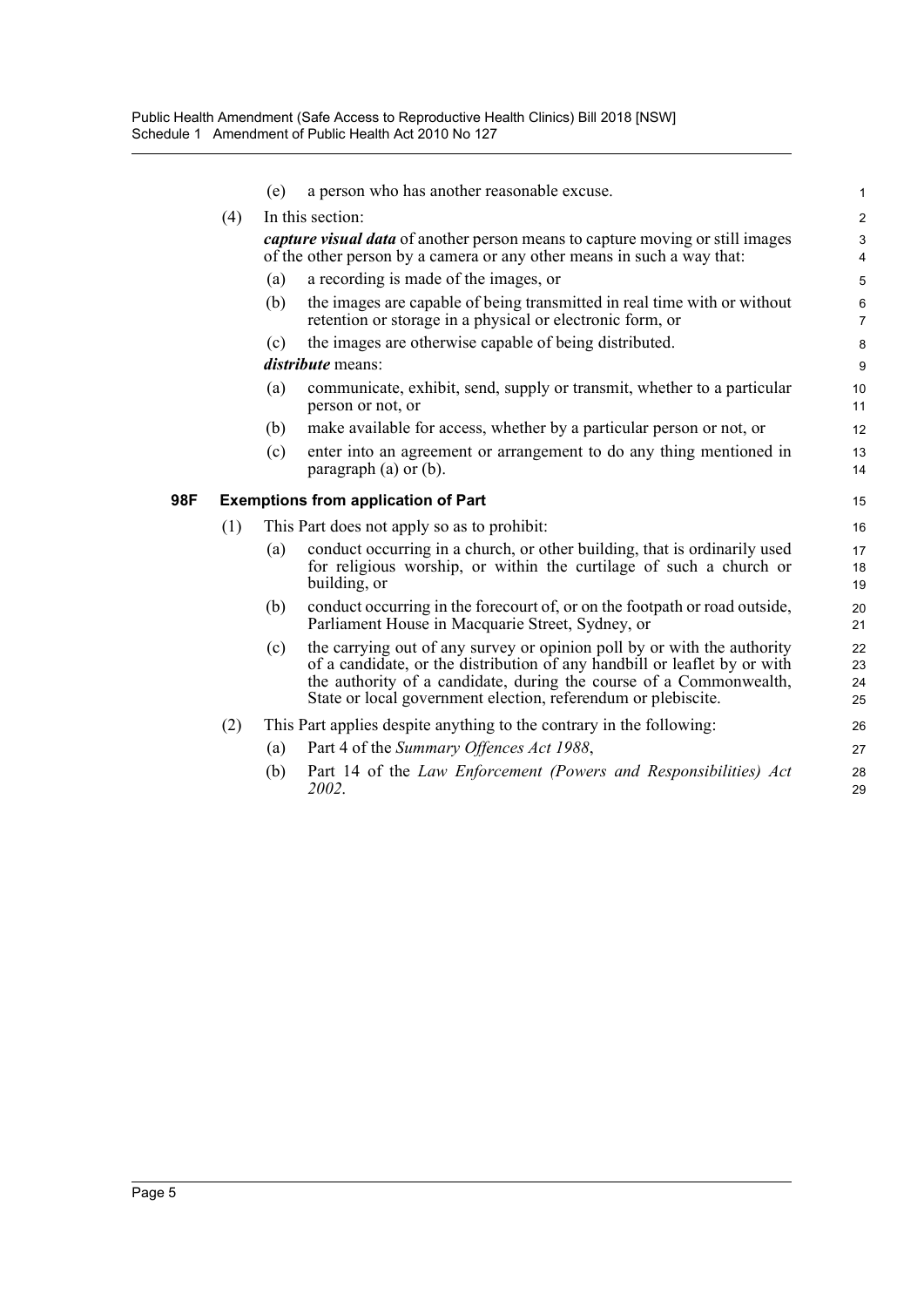(e) a person who has another reasonable excuse.

(4) In this section:

***capture visual data*** of another person means to capture moving or still images of the other person by a camera or any other means in such a way that:

(a) a recording is made of the images, or

(b) the images are capable of being transmitted in real time with or without retention or storage in a physical or electronic form, or

(c) the images are otherwise capable of being distributed.

***distribute*** means:

(a) communicate, exhibit, send, supply or transmit, whether to a particular person or not, or

(b) make available for access, whether by a particular person or not, or

(c) enter into an agreement or arrangement to do any thing mentioned in paragraph (a) or (b).

### 98F Exemptions from application of Part

(1) This Part does not apply so as to prohibit:

(a) conduct occurring in a church, or other building, that is ordinarily used for religious worship, or within the curtilage of such a church or building, or

(b) conduct occurring in the forecourt of, or on the footpath or road outside, Parliament House in Macquarie Street, Sydney, or

(c) the carrying out of any survey or opinion poll by or with the authority of a candidate, or the distribution of any handbill or leaflet by or with the authority of a candidate, during the course of a Commonwealth, State or local government election, referendum or plebiscite.

(2) This Part applies despite anything to the contrary in the following:

(a) Part 4 of the *Summary Offences Act 1988*,

(b) Part 14 of the *Law Enforcement (Powers and Responsibilities) Act 2002*.